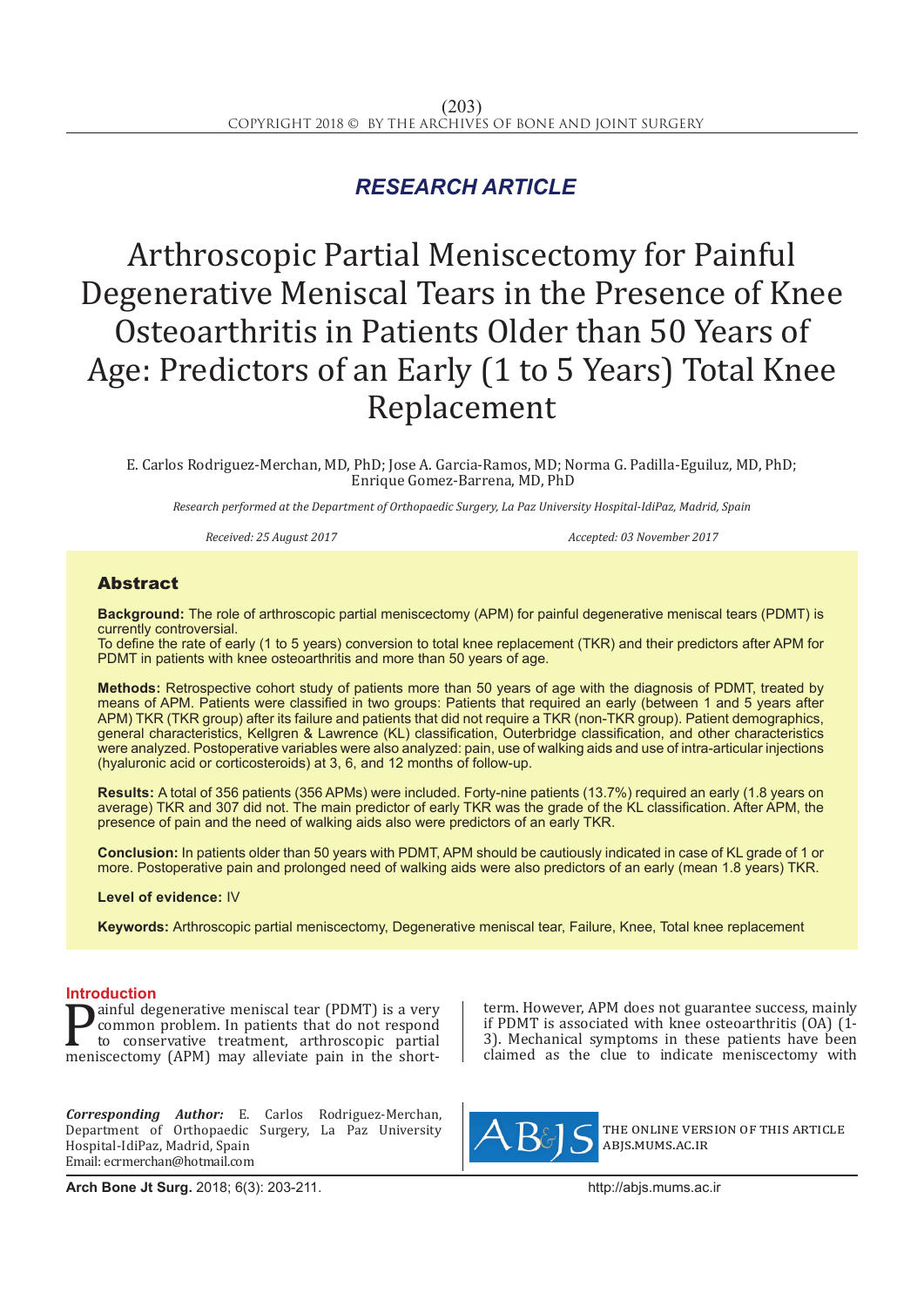*RESEARCH ARTICLE*

# Arthroscopic Partial Meniscectomy for Painful Degenerative Meniscal Tears in the Presence of Knee Osteoarthritis in Patients Older than 50 Years of Age: Predictors of an Early (1 to 5 Years) Total Knee Replacement

E. Carlos Rodriguez-Merchan, MD, PhD; Jose A. Garcia-Ramos, MD; Norma G. Padilla-Eguiluz, MD, PhD; Enrique Gomez-Barrena, MD, PhD

*Research performed at the Department of Orthopaedic Surgery, La Paz University Hospital-IdiPaz, Madrid, Spain*

*Received: 25 August 2017* *Accepted: 03 November 2017*

## Abstract

**Background:** The role of arthroscopic partial meniscectomy (APM) for painful degenerative meniscal tears (PDMT) is currently controversial.
To define the rate of early (1 to 5 years) conversion to total knee replacement (TKR) and their predictors after APM for PDMT in patients with knee osteoarthritis and more than 50 years of age.

**Methods:** Retrospective cohort study of patients more than 50 years of age with the diagnosis of PDMT, treated by means of APM. Patients were classified in two groups: Patients that required an early (between 1 and 5 years after APM) TKR (TKR group) after its failure and patients that did not require a TKR (non-TKR group). Patient demographics, general characteristics, Kellgren & Lawrence (KL) classification, Outerbridge classification, and other characteristics were analyzed. Postoperative variables were also analyzed: pain, use of walking aids and use of intra-articular injections (hyaluronic acid or corticosteroids) at 3, 6, and 12 months of follow-up.

**Results:** A total of 356 patients (356 APMs) were included. Forty-nine patients (13.7%) required an early (1.8 years on average) TKR and 307 did not. The main predictor of early TKR was the grade of the KL classification. After APM, the presence of pain and the need of walking aids also were predictors of an early TKR.

**Conclusion:** In patients older than 50 years with PDMT, APM should be cautiously indicated in case of KL grade of 1 or more. Postoperative pain and prolonged need of walking aids were also predictors of an early (mean 1.8 years) TKR.

**Level of evidence:** IV

**Keywords:** Arthroscopic partial meniscectomy, Degenerative meniscal tear, Failure, Knee, Total knee replacement

## Introduction

Painful degenerative meniscal tear (PDMT) is a very common problem. In patients that do not respond to conservative treatment, arthroscopic partial meniscectomy (APM) may alleviate pain in the short-term. However, APM does not guarantee success, mainly if PDMT is associated with knee osteoarthritis (OA) (1-3). Mechanical symptoms in these patients have been claimed as the clue to indicate meniscectomy with

***Corresponding Author:*** E. Carlos Rodriguez-Merchan, Department of Orthopaedic Surgery, La Paz University Hospital-IdiPaz, Madrid, Spain
Email: ecrmerchan@hotmail.com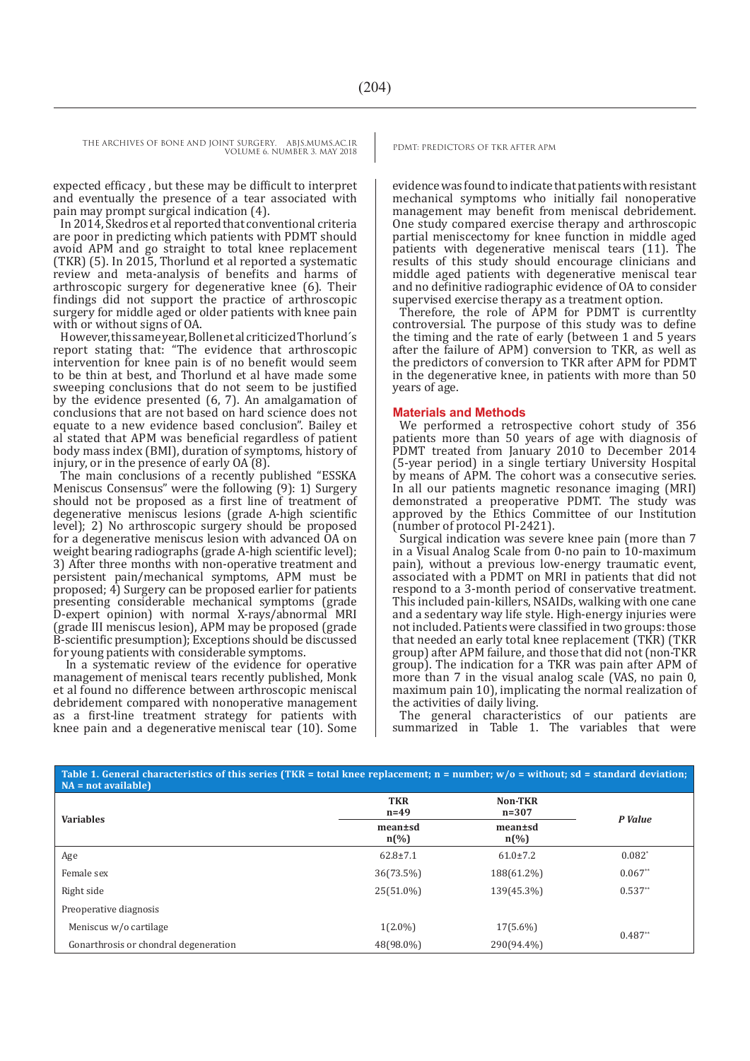expected efficacy , but these may be difficult to interpret and eventually the presence of a tear associated with pain may prompt surgical indication (4).

In 2014, Skedros et al reported that conventional criteria are poor in predicting which patients with PDMT should avoid APM and go straight to total knee replacement (TKR) (5). In 2015, Thorlund et al reported a systematic review and meta-analysis of benefits and harms of arthroscopic surgery for degenerative knee (6). Their findings did not support the practice of arthroscopic surgery for middle aged or older patients with knee pain with or without signs of OA.

However, this same year, Bollen et al criticized Thorlund´s report stating that: "The evidence that arthroscopic intervention for knee pain is of no benefit would seem to be thin at best, and Thorlund et al have made some sweeping conclusions that do not seem to be justified by the evidence presented (6, 7). An amalgamation of conclusions that are not based on hard science does not equate to a new evidence based conclusion". Bailey et al stated that APM was beneficial regardless of patient body mass index (BMI), duration of symptoms, history of injury, or in the presence of early OA (8).

The main conclusions of a recently published "ESSKA Meniscus Consensus" were the following (9): 1) Surgery should not be proposed as a first line of treatment of degenerative meniscus lesions (grade A-high scientific level); 2) No arthroscopic surgery should be proposed for a degenerative meniscus lesion with advanced OA on weight bearing radiographs (grade A-high scientific level); 3) After three months with non-operative treatment and persistent pain/mechanical symptoms, APM must be proposed; 4) Surgery can be proposed earlier for patients presenting considerable mechanical symptoms (grade D-expert opinion) with normal X-rays/abnormal MRI (grade III meniscus lesion), APM may be proposed (grade B-scientific presumption); Exceptions should be discussed for young patients with considerable symptoms.

In a systematic review of the evidence for operative management of meniscal tears recently published, Monk et al found no difference between arthroscopic meniscal debridement compared with nonoperative management as a first-line treatment strategy for patients with knee pain and a degenerative meniscal tear (10). Some evidence was found to indicate that patients with resistant mechanical symptoms who initially fail nonoperative management may benefit from meniscal debridement. One study compared exercise therapy and arthroscopic partial meniscectomy for knee function in middle aged patients with degenerative meniscal tears (11). The results of this study should encourage clinicians and middle aged patients with degenerative meniscal tear and no definitive radiographic evidence of OA to consider supervised exercise therapy as a treatment option.

Therefore, the role of APM for PDMT is currentlty controversial. The purpose of this study was to define the timing and the rate of early (between 1 and 5 years after the failure of APM) conversion to TKR, as well as the predictors of conversion to TKR after APM for PDMT in the degenerative knee, in patients with more than 50 years of age.

## Materials and Methods

We performed a retrospective cohort study of 356 patients more than 50 years of age with diagnosis of PDMT treated from January 2010 to December 2014 (5-year period) in a single tertiary University Hospital by means of APM. The cohort was a consecutive series. In all our patients magnetic resonance imaging (MRI) demonstrated a preoperative PDMT. The study was approved by the Ethics Committee of our Institution (number of protocol PI-2421).

Surgical indication was severe knee pain (more than 7 in a Visual Analog Scale from 0-no pain to 10-maximum pain), without a previous low-energy traumatic event, associated with a PDMT on MRI in patients that did not respond to a 3-month period of conservative treatment. This included pain-killers, NSAIDs, walking with one cane and a sedentary way life style. High-energy injuries were not included. Patients were classified in two groups: those that needed an early total knee replacement (TKR) (TKR group) after APM failure, and those that did not (non-TKR group). The indication for a TKR was pain after APM of more than 7 in the visual analog scale (VAS, no pain 0, maximum pain 10), implicating the normal realization of the activities of daily living.

The general characteristics of our patients are summarized in Table 1. The variables that were

**Table 1. General characteristics of this series (TKR = total knee replacement; n = number; w/o = without; sd = standard deviation; NA = not available)**

| Variables | TKR n=49 | Non-TKR n=307 | *P Value* |
|---|---|---|---|
| | mean±sd n(%) | mean±sd n(%) | |
| Age | 62.8±7.1 | 61.0±7.2 | 0.082* |
| Female sex | 36(73.5%) | 188(61.2%) | 0.067** |
| Right side | 25(51.0%) | 139(45.3%) | 0.537** |
| Preoperative diagnosis | | | |
| Meniscus w/o cartilage | 1(2.0%) | 17(5.6%) | 0.487** |
| Gonarthrosis or chondral degeneration | 48(98.0%) | 290(94.4%) | |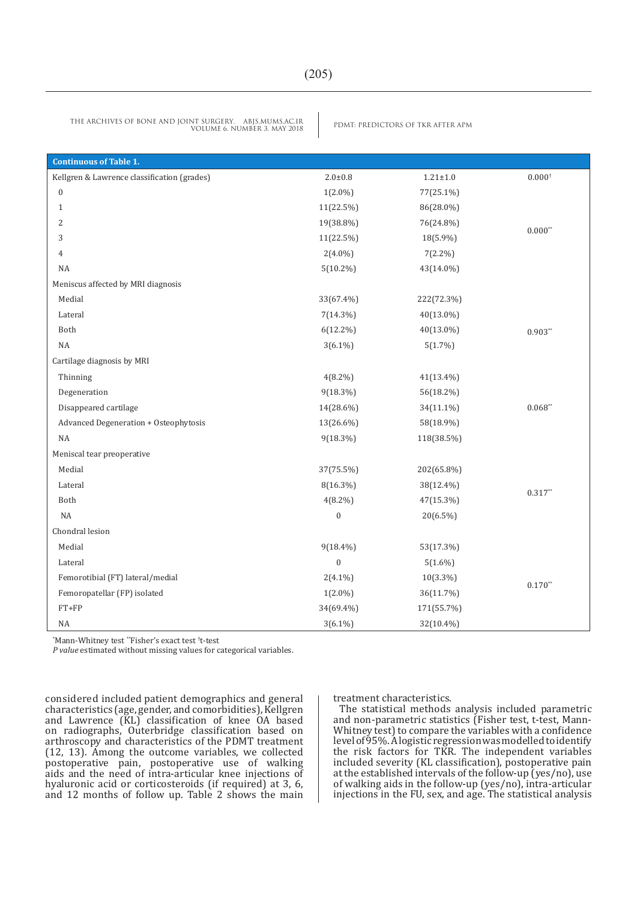| Continuous of Table 1. | | | |
|---|---|---|---|
| Kellgren & Lawrence classification (grades) | 2.0±0.8 | 1.21±1.0 | 0.000† |
| 0 | 1(2.0%) | 77(25.1%) | |
| 1 | 11(22.5%) | 86(28.0%) | |
| 2 | 19(38.8%) | 76(24.8%) | 0.000** |
| 3 | 11(22.5%) | 18(5.9%) | |
| 4 | 2(4.0%) | 7(2.2%) | |
| NA | 5(10.2%) | 43(14.0%) | |
| Meniscus affected by MRI diagnosis | | | |
| Medial | 33(67.4%) | 222(72.3%) | |
| Lateral | 7(14.3%) | 40(13.0%) | |
| Both | 6(12.2%) | 40(13.0%) | 0.903** |
| NA | 3(6.1%) | 5(1.7%) | |
| Cartilage diagnosis by MRI | | | |
| Thinning | 4(8.2%) | 41(13.4%) | |
| Degeneration | 9(18.3%) | 56(18.2%) | |
| Disappeared cartilage | 14(28.6%) | 34(11.1%) | 0.068** |
| Advanced Degeneration + Osteophytosis | 13(26.6%) | 58(18.9%) | |
| NA | 9(18.3%) | 118(38.5%) | |
| Meniscal tear preoperative | | | |
| Medial | 37(75.5%) | 202(65.8%) | |
| Lateral | 8(16.3%) | 38(12.4%) | 0.317** |
| Both | 4(8.2%) | 47(15.3%) | |
| NA | 0 | 20(6.5%) | |
| Chondral lesion | | | |
| Medial | 9(18.4%) | 53(17.3%) | |
| Lateral | 0 | 5(1.6%) | |
| Femorotibial (FT) lateral/medial | 2(4.1%) | 10(3.3%) | 0.170** |
| Femoropatellar (FP) isolated | 1(2.0%) | 36(11.7%) | |
| FT+FP | 34(69.4%) | 171(55.7%) | |
| NA | 3(6.1%) | 32(10.4%) | |

*Mann-Whitney test **Fisher's exact test †t-test
*P value* estimated without missing values for categorical variables.

considered included patient demographics and general characteristics (age, gender, and comorbidities), Kellgren and Lawrence (KL) classification of knee OA based on radiographs, Outerbridge classification based on arthroscopy and characteristics of the PDMT treatment (12, 13). Among the outcome variables, we collected postoperative pain, postoperative use of walking aids and the need of intra-articular knee injections of hyaluronic acid or corticosteroids (if required) at 3, 6, and 12 months of follow up. Table 2 shows the main treatment characteristics.

The statistical methods analysis included parametric and non-parametric statistics (Fisher test, t-test, Mann-Whitney test) to compare the variables with a confidence level of 95%. A logistic regression was modelled to identify the risk factors for TKR. The independent variables included severity (KL classification), postoperative pain at the established intervals of the follow-up (yes/no), use of walking aids in the follow-up (yes/no), intra-articular injections in the FU, sex, and age. The statistical analysis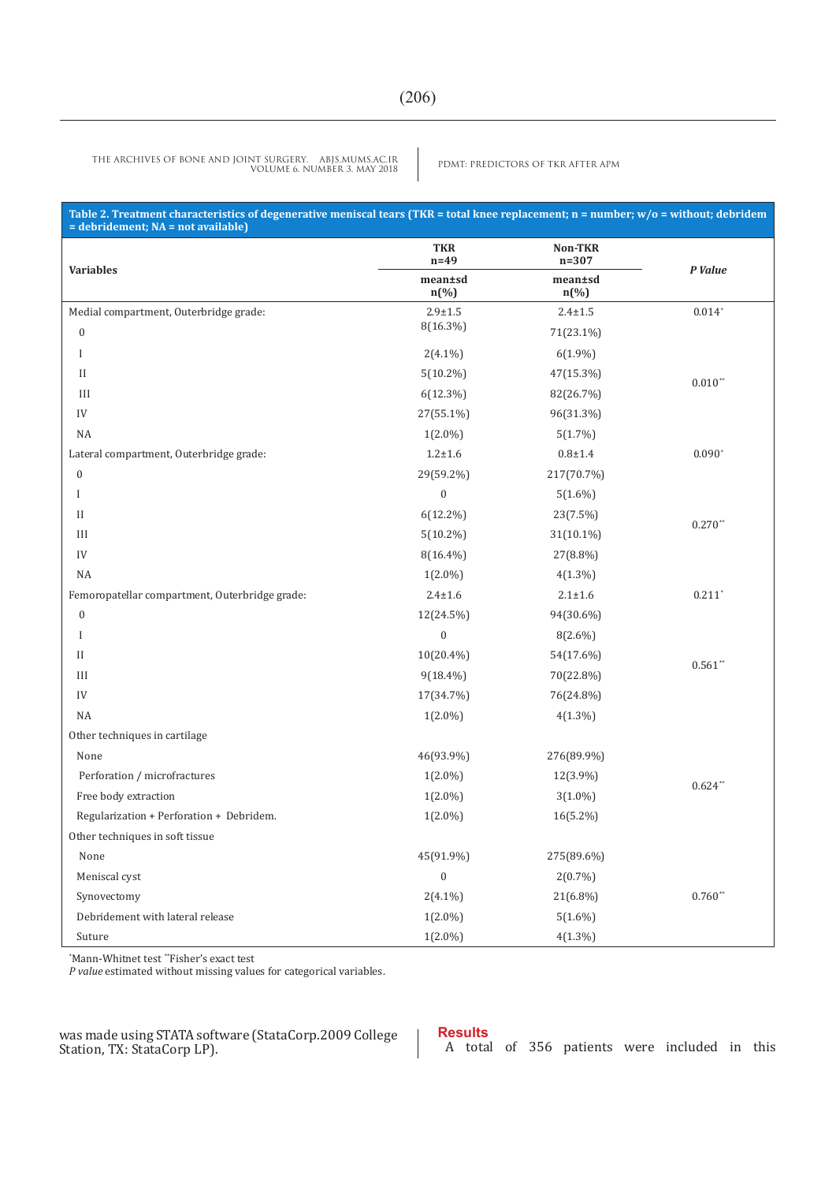**Table 2. Treatment characteristics of degenerative meniscal tears (TKR = total knee replacement; n = number; w/o = without; debridem = debridement; NA = not available)**

| Variables | TKR n=49 mean±sd n(%) | Non-TKR n=307 mean±sd n(%) | *P Value* |
|---|---|---|---|
| Medial compartment, Outerbridge grade: | 2.9±1.5 | 2.4±1.5 | 0.014* |
| 0 | 8(16.3%) | 71(23.1%) | |
| I | 2(4.1%) | 6(1.9%) | |
| II | 5(10.2%) | 47(15.3%) | 0.010** |
| III | 6(12.3%) | 82(26.7%) | |
| IV | 27(55.1%) | 96(31.3%) | |
| NA | 1(2.0%) | 5(1.7%) | |
| Lateral compartment, Outerbridge grade: | 1.2±1.6 | 0.8±1.4 | 0.090* |
| 0 | 29(59.2%) | 217(70.7%) | |
| I | 0 | 5(1.6%) | |
| II | 6(12.2%) | 23(7.5%) | 0.270** |
| III | 5(10.2%) | 31(10.1%) | |
| IV | 8(16.4%) | 27(8.8%) | |
| NA | 1(2.0%) | 4(1.3%) | |
| Femoropatellar compartment, Outerbridge grade: | 2.4±1.6 | 2.1±1.6 | 0.211* |
| 0 | 12(24.5%) | 94(30.6%) | |
| I | 0 | 8(2.6%) | |
| II | 10(20.4%) | 54(17.6%) | 0.561** |
| III | 9(18.4%) | 70(22.8%) | |
| IV | 17(34.7%) | 76(24.8%) | |
| NA | 1(2.0%) | 4(1.3%) | |
| Other techniques in cartilage | | | |
| None | 46(93.9%) | 276(89.9%) | |
| Perforation / microfractures | 1(2.0%) | 12(3.9%) | 0.624** |
| Free body extraction | 1(2.0%) | 3(1.0%) | |
| Regularization + Perforation + Debridem. | 1(2.0%) | 16(5.2%) | |
| Other techniques in soft tissue | | | |
| None | 45(91.9%) | 275(89.6%) | |
| Meniscal cyst | 0 | 2(0.7%) | |
| Synovectomy | 2(4.1%) | 21(6.8%) | 0.760** |
| Debridement with lateral release | 1(2.0%) | 5(1.6%) | |
| Suture | 1(2.0%) | 4(1.3%) | |

*Mann-Whitnet test **Fisher's exact test
*P value* estimated without missing values for categorical variables.

was made using STATA software (StataCorp.2009 College Station, TX: StataCorp LP).

## Results

A total of 356 patients were included in this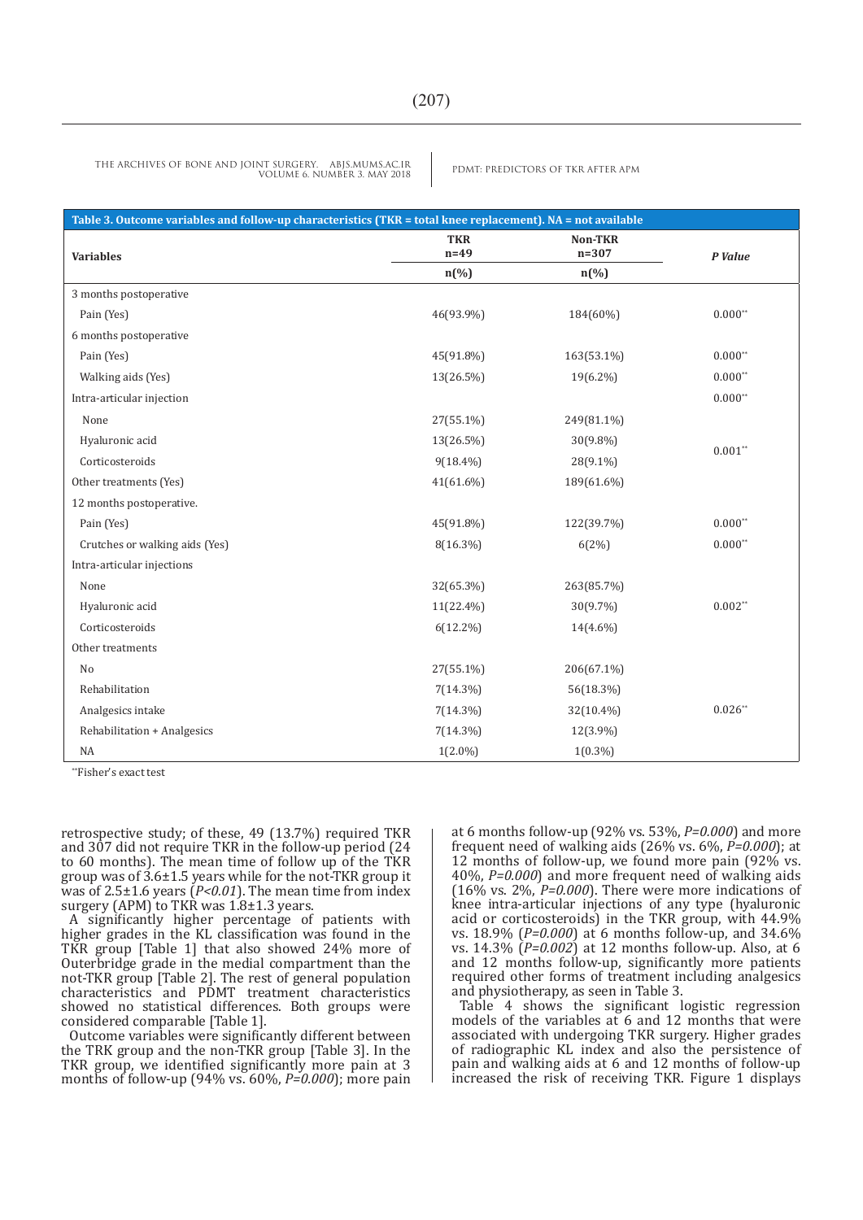**Table 3. Outcome variables and follow-up characteristics (TKR = total knee replacement). NA = not available**

| Variables | TKR n=49 n(%) | Non-TKR n=307 n(%) | *P Value* |
|---|---|---|---|
| 3 months postoperative | | | |
| Pain (Yes) | 46(93.9%) | 184(60%) | 0.000** |
| 6 months postoperative | | | |
| Pain (Yes) | 45(91.8%) | 163(53.1%) | 0.000** |
| Walking aids (Yes) | 13(26.5%) | 19(6.2%) | 0.000** |
| Intra-articular injection | | | 0.000** |
| None | 27(55.1%) | 249(81.1%) | |
| Hyaluronic acid | 13(26.5%) | 30(9.8%) | 0.001** |
| Corticosteroids | 9(18.4%) | 28(9.1%) | |
| Other treatments (Yes) | 41(61.6%) | 189(61.6%) | |
| 12 months postoperative. | | | |
| Pain (Yes) | 45(91.8%) | 122(39.7%) | 0.000** |
| Crutches or walking aids (Yes) | 8(16.3%) | 6(2%) | 0.000** |
| Intra-articular injections | | | |
| None | 32(65.3%) | 263(85.7%) | |
| Hyaluronic acid | 11(22.4%) | 30(9.7%) | 0.002** |
| Corticosteroids | 6(12.2%) | 14(4.6%) | |
| Other treatments | | | |
| No | 27(55.1%) | 206(67.1%) | |
| Rehabilitation | 7(14.3%) | 56(18.3%) | |
| Analgesics intake | 7(14.3%) | 32(10.4%) | 0.026** |
| Rehabilitation + Analgesics | 7(14.3%) | 12(3.9%) | |
| NA | 1(2.0%) | 1(0.3%) | |

**Fisher's exact test

retrospective study; of these, 49 (13.7%) required TKR and 307 did not require TKR in the follow-up period (24 to 60 months). The mean time of follow up of the TKR group was of 3.6±1.5 years while for the not-TKR group it was of 2.5±1.6 years (*P<0.01*). The mean time from index surgery (APM) to TKR was 1.8±1.3 years.

A significantly higher percentage of patients with higher grades in the KL classification was found in the TKR group [Table 1] that also showed 24% more of Outerbridge grade in the medial compartment than the not-TKR group [Table 2]. The rest of general population characteristics and PDMT treatment characteristics showed no statistical differences. Both groups were considered comparable [Table 1].

Outcome variables were significantly different between the TRK group and the non-TKR group [Table 3]. In the TKR group, we identified significantly more pain at 3 months of follow-up (94% vs. 60%, *P=0.000*); more pain at 6 months follow-up (92% vs. 53%, *P=0.000*) and more frequent need of walking aids (26% vs. 6%, *P=0.000*); at 12 months of follow-up, we found more pain (92% vs. 40%, *P=0.000*) and more frequent need of walking aids (16% vs. 2%, *P=0.000*). There were more indications of knee intra-articular injections of any type (hyaluronic acid or corticosteroids) in the TKR group, with 44.9% vs. 18.9% (*P=0.000*) at 6 months follow-up, and 34.6% vs. 14.3% (*P=0.002*) at 12 months follow-up. Also, at 6 and 12 months follow-up, significantly more patients required other forms of treatment including analgesics and physiotherapy, as seen in Table 3.

Table 4 shows the significant logistic regression models of the variables at 6 and 12 months that were associated with undergoing TKR surgery. Higher grades of radiographic KL index and also the persistence of pain and walking aids at 6 and 12 months of follow-up increased the risk of receiving TKR. Figure 1 displays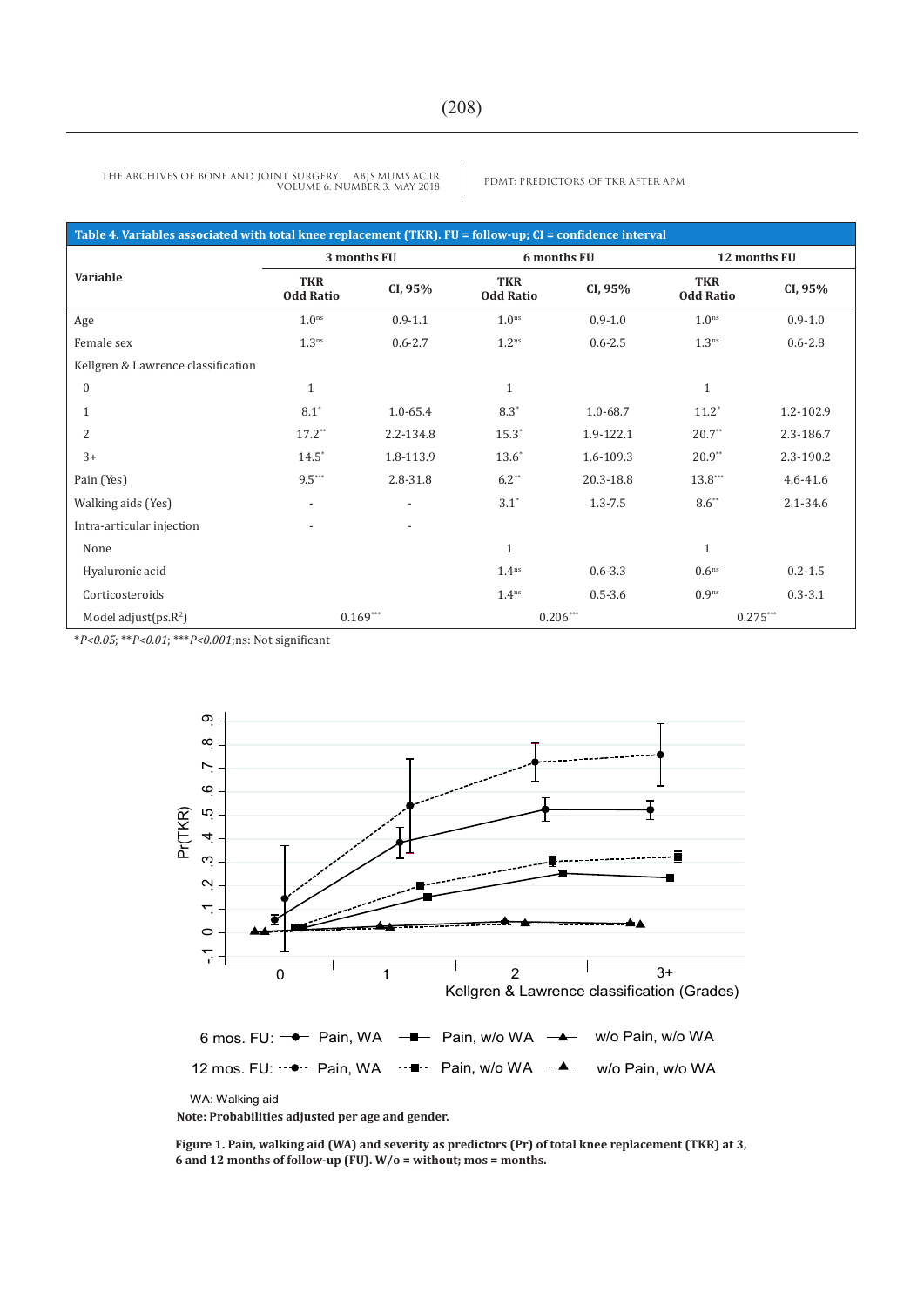**Table 4. Variables associated with total knee replacement (TKR). FU = follow-up; CI = confidence interval**

| Variable | 3 months FU | | 6 months FU | | 12 months FU | |
|---|---|---|---|---|---|---|
| | TKR Odd Ratio | CI, 95% | TKR Odd Ratio | CI, 95% | TKR Odd Ratio | CI, 95% |
| Age | 1.0[ns] | 0.9-1.1 | 1.0[ns] | 0.9-1.0 | 1.0[ns] | 0.9-1.0 |
| Female sex | 1.3[ns] | 0.6-2.7 | 1.2[ns] | 0.6-2.5 | 1.3[ns] | 0.6-2.8 |
| Kellgren & Lawrence classification | | | | | | |
| 0 | 1 | | 1 | | 1 | |
| 1 | 8.1* | 1.0-65.4 | 8.3* | 1.0-68.7 | 11.2* | 1.2-102.9 |
| 2 | 17.2** | 2.2-134.8 | 15.3* | 1.9-122.1 | 20.7** | 2.3-186.7 |
| 3+ | 14.5* | 1.8-113.9 | 13.6* | 1.6-109.3 | 20.9** | 2.3-190.2 |
| Pain (Yes) | 9.5*** | 2.8-31.8 | 6.2** | 20.3-18.8 | 13.8*** | 4.6-41.6 |
| Walking aids (Yes) | - | - | 3.1* | 1.3-7.5 | 8.6** | 2.1-34.6 |
| Intra-articular injection | - | - | | | | |
| None | | | 1 | | 1 | |
| Hyaluronic acid | | | 1.4[ns] | 0.6-3.3 | 0.6[ns] | 0.2-1.5 |
| Corticosteroids | | | 1.4[ns] | 0.5-3.6 | 0.9[ns] | 0.3-3.1 |
| Model adjust(ps.$R^2$) | 0.169*** | | 0.206*** | | 0.275*** | |

**P<0.05*; ***P<0.01*; ****P<0.001*;ns: Not significant

Pr(TKR)

-.1 0 .1 .2 .3 .4 .5 .6 .7 .8 .9

0 1 2 3+

Kellgren & Lawrence classification (Grades)

6 mos. FU: Pain, WA — Pain, w/o WA — w/o Pain, w/o WA

12 mos. FU: Pain, WA — Pain, w/o WA — w/o Pain, w/o WA

WA: Walking aid

**Note: Probabilities adjusted per age and gender.**

**Figure 1. Pain, walking aid (WA) and severity as predictors (Pr) of total knee replacement (TKR) at 3, 6 and 12 months of follow-up (FU). W/o = without; mos = months.**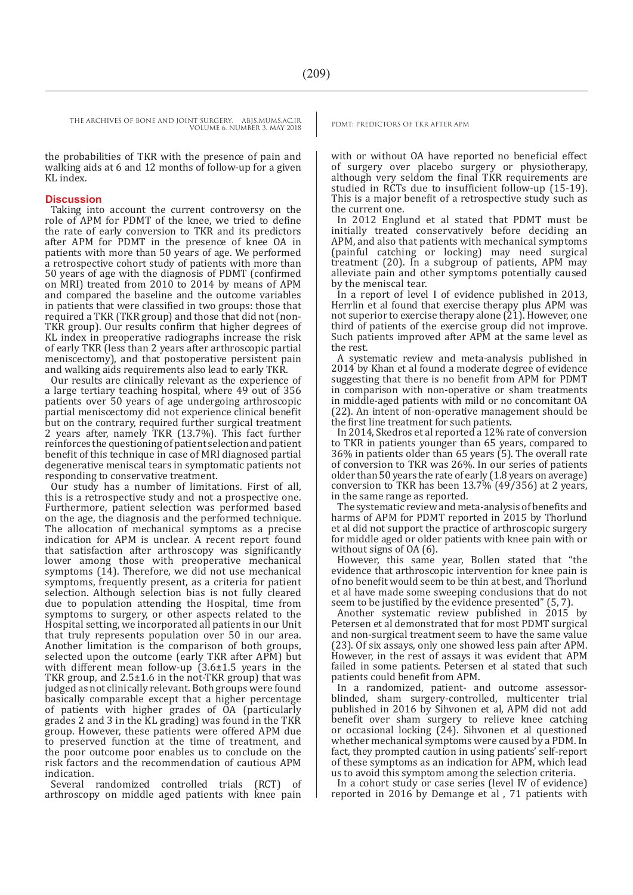the probabilities of TKR with the presence of pain and walking aids at 6 and 12 months of follow-up for a given KL index.

## Discussion

Taking into account the current controversy on the role of APM for PDMT of the knee, we tried to define the rate of early conversion to TKR and its predictors after APM for PDMT in the presence of knee OA in patients with more than 50 years of age. We performed a retrospective cohort study of patients with more than 50 years of age with the diagnosis of PDMT (confirmed on MRI) treated from 2010 to 2014 by means of APM and compared the baseline and the outcome variables in patients that were classified in two groups: those that required a TKR (TKR group) and those that did not (non-TKR group). Our results confirm that higher degrees of KL index in preoperative radiographs increase the risk of early TKR (less than 2 years after arthroscopic partial meniscectomy), and that postoperative persistent pain and walking aids requirements also lead to early TKR.

Our results are clinically relevant as the experience of a large tertiary teaching hospital, where 49 out of 356 patients over 50 years of age undergoing arthroscopic partial meniscectomy did not experience clinical benefit but on the contrary, required further surgical treatment 2 years after, namely TKR (13.7%). This fact further reinforces the questioning of patient selection and patient benefit of this technique in case of MRI diagnosed partial degenerative meniscal tears in symptomatic patients not responding to conservative treatment.

Our study has a number of limitations. First of all, this is a retrospective study and not a prospective one. Furthermore, patient selection was performed based on the age, the diagnosis and the performed technique. The allocation of mechanical symptoms as a precise indication for APM is unclear. A recent report found that satisfaction after arthroscopy was significantly lower among those with preoperative mechanical symptoms (14). Therefore, we did not use mechanical symptoms, frequently present, as a criteria for patient selection. Although selection bias is not fully cleared due to population attending the Hospital, time from symptoms to surgery, or other aspects related to the Hospital setting, we incorporated all patients in our Unit that truly represents population over 50 in our area. Another limitation is the comparison of both groups, selected upon the outcome (early TKR after APM) but with different mean follow-up (3.6±1.5 years in the TKR group, and 2.5±1.6 in the not-TKR group) that was judged as not clinically relevant. Both groups were found basically comparable except that a higher percentage of patients with higher grades of OA (particularly grades 2 and 3 in the KL grading) was found in the TKR group. However, these patients were offered APM due to preserved function at the time of treatment, and the poor outcome poor enables us to conclude on the risk factors and the recommendation of cautious APM indication.

Several randomized controlled trials (RCT) of arthroscopy on middle aged patients with knee pain with or without OA have reported no beneficial effect of surgery over placebo surgery or physiotherapy, although very seldom the final TKR requirements are studied in RCTs due to insufficient follow-up (15-19). This is a major benefit of a retrospective study such as the current one.

In 2012 Englund et al stated that PDMT must be initially treated conservatively before deciding an APM, and also that patients with mechanical symptoms (painful catching or locking) may need surgical treatment (20). In a subgroup of patients, APM may alleviate pain and other symptoms potentially caused by the meniscal tear.

In a report of level I of evidence published in 2013, Herrlin et al found that exercise therapy plus APM was not superior to exercise therapy alone (21). However, one third of patients of the exercise group did not improve. Such patients improved after APM at the same level as the rest.

A systematic review and meta-analysis published in 2014 by Khan et al found a moderate degree of evidence suggesting that there is no benefit from APM for PDMT in comparison with non-operative or sham treatments in middle-aged patients with mild or no concomitant OA (22). An intent of non-operative management should be the first line treatment for such patients.

In 2014, Skedros et al reported a 12% rate of conversion to TKR in patients younger than 65 years, compared to 36% in patients older than 65 years (5). The overall rate of conversion to TKR was 26%. In our series of patients older than 50 years the rate of early (1.8 years on average) conversion to TKR has been 13.7% (49/356) at 2 years, in the same range as reported.

The systematic review and meta-analysis of benefits and harms of APM for PDMT reported in 2015 by Thorlund et al did not support the practice of arthroscopic surgery for middle aged or older patients with knee pain with or without signs of OA (6).

However, this same year, Bollen stated that "the evidence that arthroscopic intervention for knee pain is of no benefit would seem to be thin at best, and Thorlund et al have made some sweeping conclusions that do not seem to be justified by the evidence presented" (5, 7).

Another systematic review published in 2015 by Petersen et al demonstrated that for most PDMT surgical and non-surgical treatment seem to have the same value (23). Of six assays, only one showed less pain after APM. However, in the rest of assays it was evident that APM failed in some patients. Petersen et al stated that such patients could benefit from APM.

In a randomized, patient- and outcome assessor-blinded, sham surgery-controlled, multicenter trial published in 2016 by Sihvonen et al, APM did not add benefit over sham surgery to relieve knee catching or occasional locking (24). Sihvonen et al questioned whether mechanical symptoms were caused by a PDM. In fact, they prompted caution in using patients' self-report of these symptoms as an indication for APM, which lead us to avoid this symptom among the selection criteria.

In a cohort study or case series (level IV of evidence) reported in 2016 by Demange et al , 71 patients with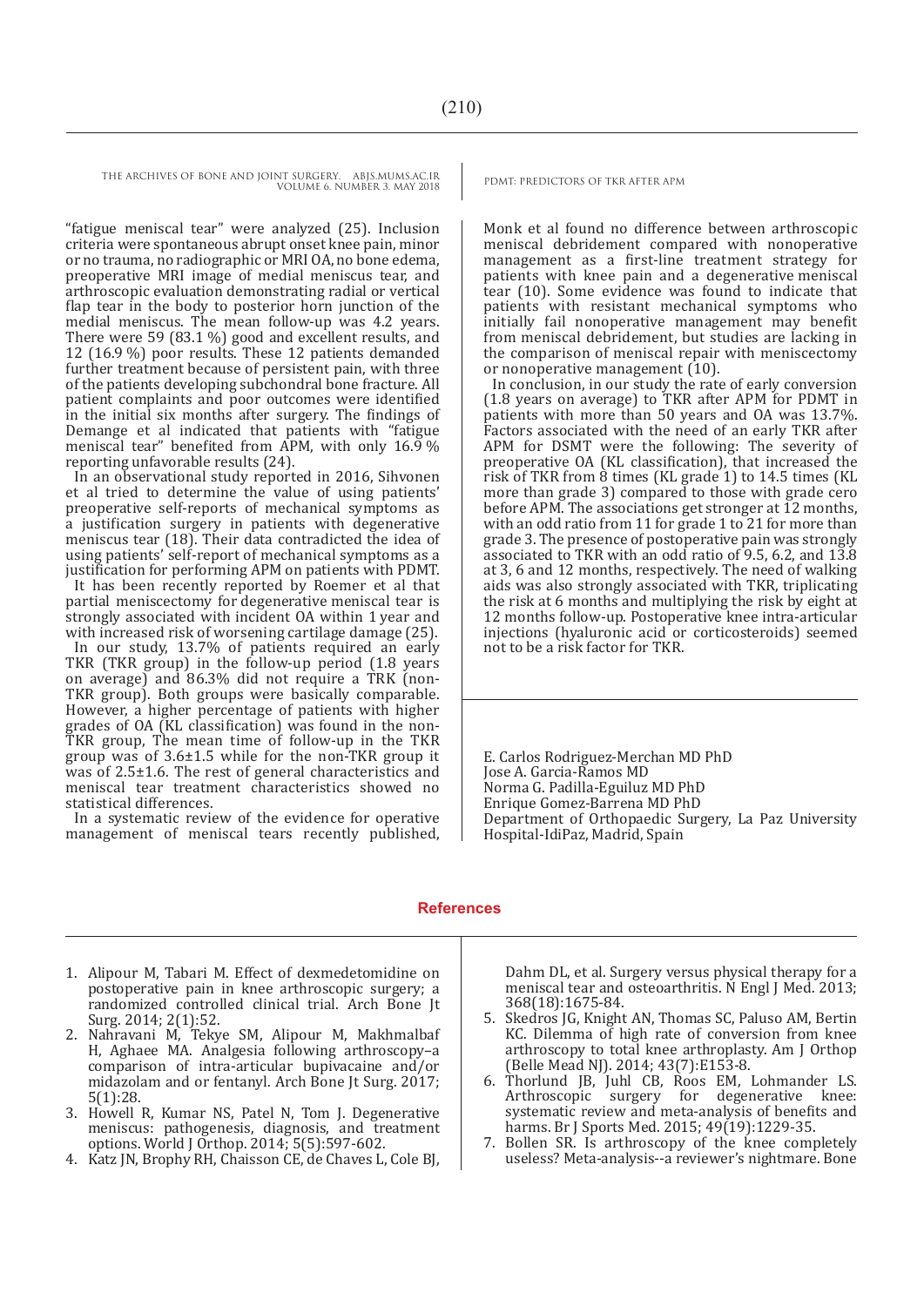"fatigue meniscal tear" were analyzed (25). Inclusion criteria were spontaneous abrupt onset knee pain, minor or no trauma, no radiographic or MRI OA, no bone edema, preoperative MRI image of medial meniscus tear, and arthroscopic evaluation demonstrating radial or vertical flap tear in the body to posterior horn junction of the medial meniscus. The mean follow-up was 4.2 years. There were 59 (83.1 %) good and excellent results, and 12 (16.9 %) poor results. These 12 patients demanded further treatment because of persistent pain, with three of the patients developing subchondral bone fracture. All patient complaints and poor outcomes were identified in the initial six months after surgery. The findings of Demange et al indicated that patients with "fatigue meniscal tear" benefited from APM, with only 16.9 % reporting unfavorable results (24).

In an observational study reported in 2016, Sihvonen et al tried to determine the value of using patients' preoperative self-reports of mechanical symptoms as a justification surgery in patients with degenerative meniscus tear (18). Their data contradicted the idea of using patients' self-report of mechanical symptoms as a justification for performing APM on patients with PDMT.

It has been recently reported by Roemer et al that partial meniscectomy for degenerative meniscal tear is strongly associated with incident OA within 1 year and with increased risk of worsening cartilage damage (25).

In our study, 13.7% of patients required an early TKR (TKR group) in the follow-up period (1.8 years on average) and 86.3% did not require a TRK (non-TKR group). Both groups were basically comparable. However, a higher percentage of patients with higher grades of OA (KL classification) was found in the non-TKR group, The mean time of follow-up in the TKR group was of 3.6±1.5 while for the non-TKR group it was of 2.5±1.6. The rest of general characteristics and meniscal tear treatment characteristics showed no statistical differences.

In a systematic review of the evidence for operative management of meniscal tears recently published, Monk et al found no difference between arthroscopic meniscal debridement compared with nonoperative management as a first-line treatment strategy for patients with knee pain and a degenerative meniscal tear (10). Some evidence was found to indicate that patients with resistant mechanical symptoms who initially fail nonoperative management may benefit from meniscal debridement, but studies are lacking in the comparison of meniscal repair with meniscectomy or nonoperative management (10).

In conclusion, in our study the rate of early conversion (1.8 years on average) to TKR after APM for PDMT in patients with more than 50 years and OA was 13.7%. Factors associated with the need of an early TKR after APM for DSMT were the following: The severity of preoperative OA (KL classification), that increased the risk of TKR from 8 times (KL grade 1) to 14.5 times (KL more than grade 3) compared to those with grade cero before APM. The associations get stronger at 12 months, with an odd ratio from 11 for grade 1 to 21 for more than grade 3. The presence of postoperative pain was strongly associated to TKR with an odd ratio of 9.5, 6.2, and 13.8 at 3, 6 and 12 months, respectively. The need of walking aids was also strongly associated with TKR, triplicating the risk at 6 months and multiplying the risk by eight at 12 months follow-up. Postoperative knee intra-articular injections (hyaluronic acid or corticosteroids) seemed not to be a risk factor for TKR.

E. Carlos Rodriguez-Merchan MD PhD
Jose A. Garcia-Ramos MD
Norma G. Padilla-Eguiluz MD PhD
Enrique Gomez-Barrena MD PhD
Department of Orthopaedic Surgery, La Paz University Hospital-IdiPaz, Madrid, Spain

## References

1. Alipour M, Tabari M. Effect of dexmedetomidine on postoperative pain in knee arthroscopic surgery; a randomized controlled clinical trial. Arch Bone Jt Surg. 2014; 2(1):52.
2. Nahravani M, Tekye SM, Alipour M, Makhmalbaf H, Aghaee MA. Analgesia following arthroscopy–a comparison of intra-articular bupivacaine and/or midazolam and or fentanyl. Arch Bone Jt Surg. 2017; 5(1):28.
3. Howell R, Kumar NS, Patel N, Tom J. Degenerative meniscus: pathogenesis, diagnosis, and treatment options. World J Orthop. 2014; 5(5):597-602.
4. Katz JN, Brophy RH, Chaisson CE, de Chaves L, Cole BJ, Dahm DL, et al. Surgery versus physical therapy for a meniscal tear and osteoarthritis. N Engl J Med. 2013; 368(18):1675-84.
5. Skedros JG, Knight AN, Thomas SC, Paluso AM, Bertin KC. Dilemma of high rate of conversion from knee arthroscopy to total knee arthroplasty. Am J Orthop (Belle Mead NJ). 2014; 43(7):E153-8.
6. Thorlund JB, Juhl CB, Roos EM, Lohmander LS. Arthroscopic surgery for degenerative knee: systematic review and meta-analysis of benefits and harms. Br J Sports Med. 2015; 49(19):1229-35.
7. Bollen SR. Is arthroscopy of the knee completely useless? Meta-analysis--a reviewer's nightmare. Bone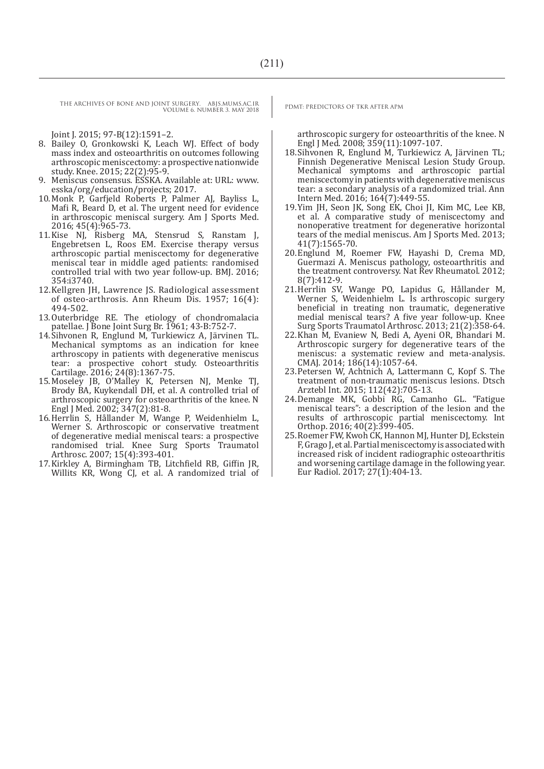Joint J. 2015; 97-B(12):1591–2.

8. Bailey O, Gronkowski K, Leach WJ. Effect of body mass index and osteoarthritis on outcomes following arthroscopic meniscectomy: a prospective nationwide study. Knee. 2015; 22(2):95-9.
9. Meniscus consensus. ESSKA. Available at: URL: www.esska/org/education/projects; 2017.
10. Monk P, Garfjeld Roberts P, Palmer AJ, Bayliss L, Mafi R, Beard D, et al. The urgent need for evidence in arthroscopic meniscal surgery. Am J Sports Med. 2016; 45(4):965-73.
11. Kise NJ, Risberg MA, Stensrud S, Ranstam J, Engebretsen L, Roos EM. Exercise therapy versus arthroscopic partial meniscectomy for degenerative meniscal tear in middle aged patients: randomised controlled trial with two year follow-up. BMJ. 2016; 354:i3740.
12. Kellgren JH, Lawrence JS. Radiological assessment of osteo-arthrosis. Ann Rheum Dis. 1957; 16(4): 494-502.
13. Outerbridge RE. The etiology of chondromalacia patellae. J Bone Joint Surg Br. 1961; 43-B:752-7.
14. Sihvonen R, Englund M, Turkiewicz A, Järvinen TL. Mechanical symptoms as an indication for knee arthroscopy in patients with degenerative meniscus tear: a prospective cohort study. Osteoarthritis Cartilage. 2016; 24(8):1367-75.
15. Moseley JB, O'Malley K, Petersen NJ, Menke TJ, Brody BA, Kuykendall DH, et al. A controlled trial of arthroscopic surgery for osteoarthritis of the knee. N Engl J Med. 2002; 347(2):81-8.
16. Herrlin S, Hållander M, Wange P, Weidenhielm L, Werner S. Arthroscopic or conservative treatment of degenerative medial meniscal tears: a prospective randomised trial. Knee Surg Sports Traumatol Arthrosc. 2007; 15(4):393-401.
17. Kirkley A, Birmingham TB, Litchfield RB, Giffin JR, Willits KR, Wong CJ, et al. A randomized trial of arthroscopic surgery for osteoarthritis of the knee. N Engl J Med. 2008; 359(11):1097-107.
18. Sihvonen R, Englund M, Turkiewicz A, Järvinen TL; Finnish Degenerative Meniscal Lesion Study Group. Mechanical symptoms and arthroscopic partial meniscectomy in patients with degenerative meniscus tear: a secondary analysis of a randomized trial. Ann Intern Med. 2016; 164(7):449-55.
19. Yim JH, Seon JK, Song EK, Choi JI, Kim MC, Lee KB, et al. A comparative study of meniscectomy and nonoperative treatment for degenerative horizontal tears of the medial meniscus. Am J Sports Med. 2013; 41(7):1565-70.
20. Englund M, Roemer FW, Hayashi D, Crema MD, Guermazi A. Meniscus pathology, osteoarthritis and the treatment controversy. Nat Rev Rheumatol. 2012; 8(7):412-9.
21. Herrlin SV, Wange PO, Lapidus G, Hållander M, Werner S, Weidenhielm L. Is arthroscopic surgery beneficial in treating non traumatic, degenerative medial meniscal tears? A five year follow-up. Knee Surg Sports Traumatol Arthrosc. 2013; 21(2):358-64.
22. Khan M, Evaniew N, Bedi A, Ayeni OR, Bhandari M. Arthroscopic surgery for degenerative tears of the meniscus: a systematic review and meta-analysis. CMAJ. 2014; 186(14):1057-64.
23. Petersen W, Achtnich A, Lattermann C, Kopf S. The treatment of non-traumatic meniscus lesions. Dtsch Arztebl Int. 2015; 112(42):705-13.
24. Demange MK, Gobbi RG, Camanho GL. "Fatigue meniscal tears": a description of the lesion and the results of arthroscopic partial meniscectomy. Int Orthop. 2016; 40(2):399-405.
25. Roemer FW, Kwoh CK, Hannon MJ, Hunter DJ, Eckstein F, Grago J, et al. Partial meniscectomy is associated with increased risk of incident radiographic osteoarthritis and worsening cartilage damage in the following year. Eur Radiol. 2017; 27(1):404-13.